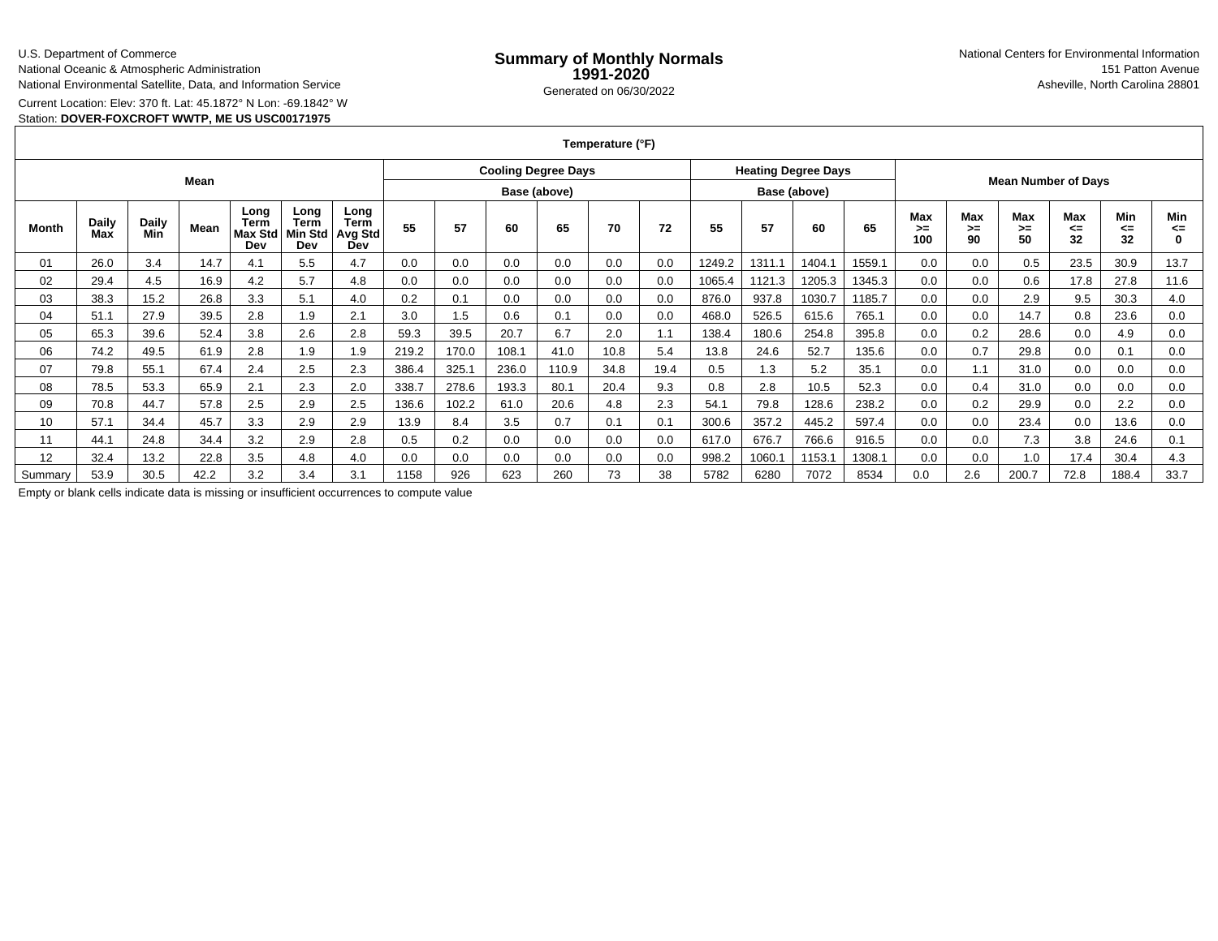U.S. Department of Commerce
National Oceanic & Atmospheric Administration
National Environmental Satellite, Data, and Information Service

# Summary of Monthly Normals
## 1991-2020

Generated on 06/30/2022

National Centers for Environmental Information
151 Patton Avenue
Asheville, North Carolina 28801

Current Location: Elev: 370 ft. Lat: 45.1872° N Lon: -69.1842° W
Station: **DOVER-FOXCROFT WWTP, ME US USC00171975**

| Temperature (°F) | | | | | | | | | | | | | | | | | | | | | | | | | |
|---|---|---|---|---|---|---|---|---|---|---|---|---|---|---|---|---|---|---|---|---|---|---|---|---|---|
| Mean | | | | | | | Cooling Degree Days | | | | | | Heating Degree Days | | | | Mean Number of Days | | | | | |
| | | | | | | | Base (above) | | | | | | Base (above) | | | | | | | | | |
| Month | Daily Max | Daily Min | Mean | Long Term Max Std Dev | Long Term Min Std Dev | Long Term Avg Std Dev | 55 | 57 | 60 | 65 | 70 | 72 | 55 | 57 | 60 | 65 | Max >= 100 | Max >= 90 | Max >= 50 | Max <= 32 | Min <= 32 | Min <= 0 |
| 01 | 26.0 | 3.4 | 14.7 | 4.1 | 5.5 | 4.7 | 0.0 | 0.0 | 0.0 | 0.0 | 0.0 | 0.0 | 1249.2 | 1311.1 | 1404.1 | 1559.1 | 0.0 | 0.0 | 0.5 | 23.5 | 30.9 | 13.7 |
| 02 | 29.4 | 4.5 | 16.9 | 4.2 | 5.7 | 4.8 | 0.0 | 0.0 | 0.0 | 0.0 | 0.0 | 0.0 | 1065.4 | 1121.3 | 1205.3 | 1345.3 | 0.0 | 0.0 | 0.6 | 17.8 | 27.8 | 11.6 |
| 03 | 38.3 | 15.2 | 26.8 | 3.3 | 5.1 | 4.0 | 0.2 | 0.1 | 0.0 | 0.0 | 0.0 | 0.0 | 876.0 | 937.8 | 1030.7 | 1185.7 | 0.0 | 0.0 | 2.9 | 9.5 | 30.3 | 4.0 |
| 04 | 51.1 | 27.9 | 39.5 | 2.8 | 1.9 | 2.1 | 3.0 | 1.5 | 0.6 | 0.1 | 0.0 | 0.0 | 468.0 | 526.5 | 615.6 | 765.1 | 0.0 | 0.0 | 14.7 | 0.8 | 23.6 | 0.0 |
| 05 | 65.3 | 39.6 | 52.4 | 3.8 | 2.6 | 2.8 | 59.3 | 39.5 | 20.7 | 6.7 | 2.0 | 1.1 | 138.4 | 180.6 | 254.8 | 395.8 | 0.0 | 0.2 | 28.6 | 0.0 | 4.9 | 0.0 |
| 06 | 74.2 | 49.5 | 61.9 | 2.8 | 1.9 | 1.9 | 219.2 | 170.0 | 108.1 | 41.0 | 10.8 | 5.4 | 13.8 | 24.6 | 52.7 | 135.6 | 0.0 | 0.7 | 29.8 | 0.0 | 0.1 | 0.0 |
| 07 | 79.8 | 55.1 | 67.4 | 2.4 | 2.5 | 2.3 | 386.4 | 325.1 | 236.0 | 110.9 | 34.8 | 19.4 | 0.5 | 1.3 | 5.2 | 35.1 | 0.0 | 1.1 | 31.0 | 0.0 | 0.0 | 0.0 |
| 08 | 78.5 | 53.3 | 65.9 | 2.1 | 2.3 | 2.0 | 338.7 | 278.6 | 193.3 | 80.1 | 20.4 | 9.3 | 0.8 | 2.8 | 10.5 | 52.3 | 0.0 | 0.4 | 31.0 | 0.0 | 0.0 | 0.0 |
| 09 | 70.8 | 44.7 | 57.8 | 2.5 | 2.9 | 2.5 | 136.6 | 102.2 | 61.0 | 20.6 | 4.8 | 2.3 | 54.1 | 79.8 | 128.6 | 238.2 | 0.0 | 0.2 | 29.9 | 0.0 | 2.2 | 0.0 |
| 10 | 57.1 | 34.4 | 45.7 | 3.3 | 2.9 | 2.9 | 13.9 | 8.4 | 3.5 | 0.7 | 0.1 | 0.1 | 300.6 | 357.2 | 445.2 | 597.4 | 0.0 | 0.0 | 23.4 | 0.0 | 13.6 | 0.0 |
| 11 | 44.1 | 24.8 | 34.4 | 3.2 | 2.9 | 2.8 | 0.5 | 0.2 | 0.0 | 0.0 | 0.0 | 0.0 | 617.0 | 676.7 | 766.6 | 916.5 | 0.0 | 0.0 | 7.3 | 3.8 | 24.6 | 0.1 |
| 12 | 32.4 | 13.2 | 22.8 | 3.5 | 4.8 | 4.0 | 0.0 | 0.0 | 0.0 | 0.0 | 0.0 | 0.0 | 998.2 | 1060.1 | 1153.1 | 1308.1 | 0.0 | 0.0 | 1.0 | 17.4 | 30.4 | 4.3 |
| Summary | 53.9 | 30.5 | 42.2 | 3.2 | 3.4 | 3.1 | 1158 | 926 | 623 | 260 | 73 | 38 | 5782 | 6280 | 7072 | 8534 | 0.0 | 2.6 | 200.7 | 72.8 | 188.4 | 33.7 |

Empty or blank cells indicate data is missing or insufficient occurrences to compute value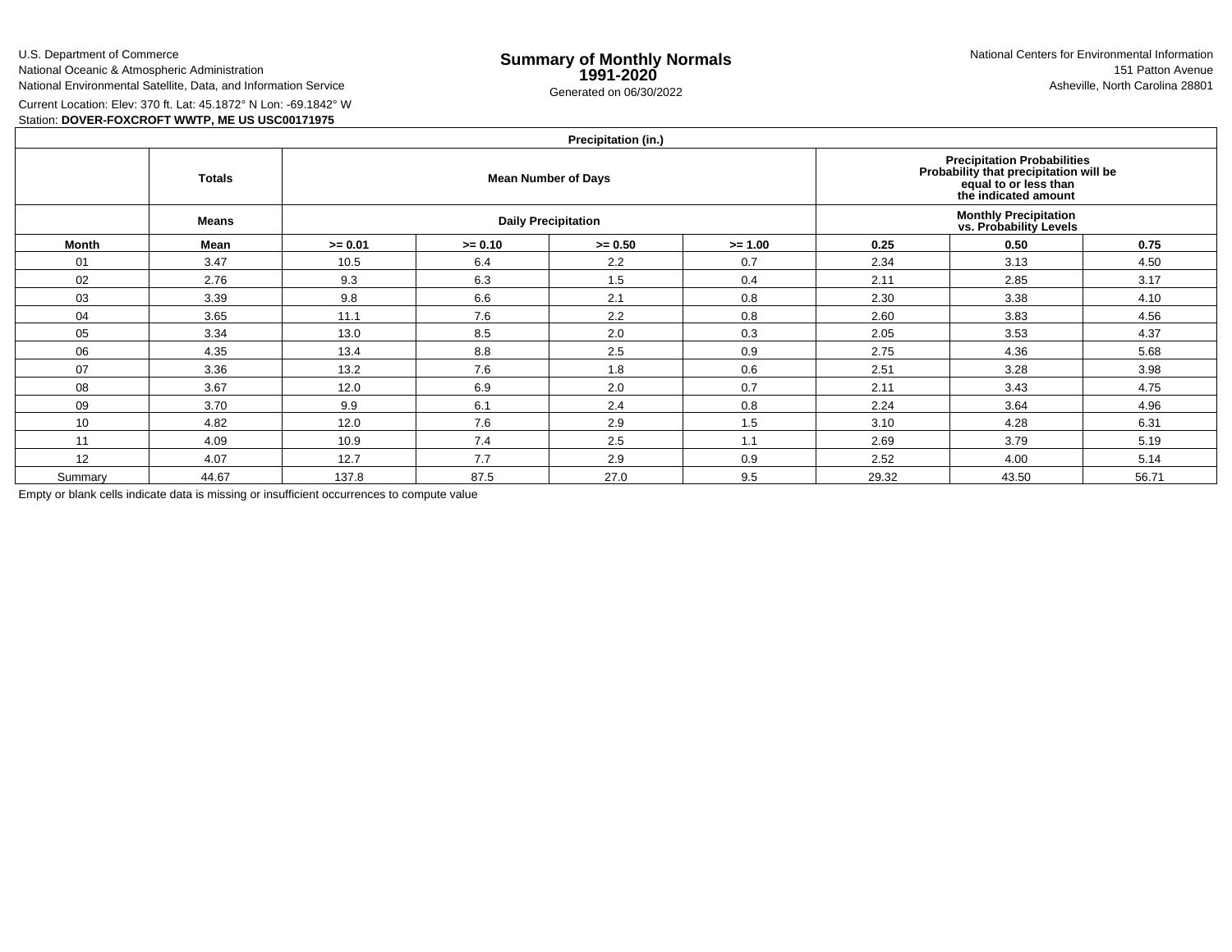U.S. Department of Commerce
National Oceanic & Atmospheric Administration
National Environmental Satellite, Data, and Information Service

# Summary of Monthly Normals 1991-2020

Generated on 06/30/2022

National Centers for Environmental Information
151 Patton Avenue
Asheville, North Carolina 28801

Current Location: Elev: 370 ft. Lat: 45.1872° N Lon: -69.1842° W
Station: **DOVER-FOXCROFT WWTP, ME US USC00171975**

| Precipitation (in.) | | | | | | | | |
|---|---|---|---|---|---|---|---|---|
| | **Totals** | **Mean Number of Days** | | | | **Precipitation Probabilities Probability that precipitation will be equal to or less than the indicated amount** | | |
| | **Means** | **Daily Precipitation** | | | | **Monthly Precipitation vs. Probability Levels** | | |
| **Month** | **Mean** | **>= 0.01** | **>= 0.10** | **>= 0.50** | **>= 1.00** | **0.25** | **0.50** | **0.75** |
| 01 | 3.47 | 10.5 | 6.4 | 2.2 | 0.7 | 2.34 | 3.13 | 4.50 |
| 02 | 2.76 | 9.3 | 6.3 | 1.5 | 0.4 | 2.11 | 2.85 | 3.17 |
| 03 | 3.39 | 9.8 | 6.6 | 2.1 | 0.8 | 2.30 | 3.38 | 4.10 |
| 04 | 3.65 | 11.1 | 7.6 | 2.2 | 0.8 | 2.60 | 3.83 | 4.56 |
| 05 | 3.34 | 13.0 | 8.5 | 2.0 | 0.3 | 2.05 | 3.53 | 4.37 |
| 06 | 4.35 | 13.4 | 8.8 | 2.5 | 0.9 | 2.75 | 4.36 | 5.68 |
| 07 | 3.36 | 13.2 | 7.6 | 1.8 | 0.6 | 2.51 | 3.28 | 3.98 |
| 08 | 3.67 | 12.0 | 6.9 | 2.0 | 0.7 | 2.11 | 3.43 | 4.75 |
| 09 | 3.70 | 9.9 | 6.1 | 2.4 | 0.8 | 2.24 | 3.64 | 4.96 |
| 10 | 4.82 | 12.0 | 7.6 | 2.9 | 1.5 | 3.10 | 4.28 | 6.31 |
| 11 | 4.09 | 10.9 | 7.4 | 2.5 | 1.1 | 2.69 | 3.79 | 5.19 |
| 12 | 4.07 | 12.7 | 7.7 | 2.9 | 0.9 | 2.52 | 4.00 | 5.14 |
| Summary | 44.67 | 137.8 | 87.5 | 27.0 | 9.5 | 29.32 | 43.50 | 56.71 |

Empty or blank cells indicate data is missing or insufficient occurrences to compute value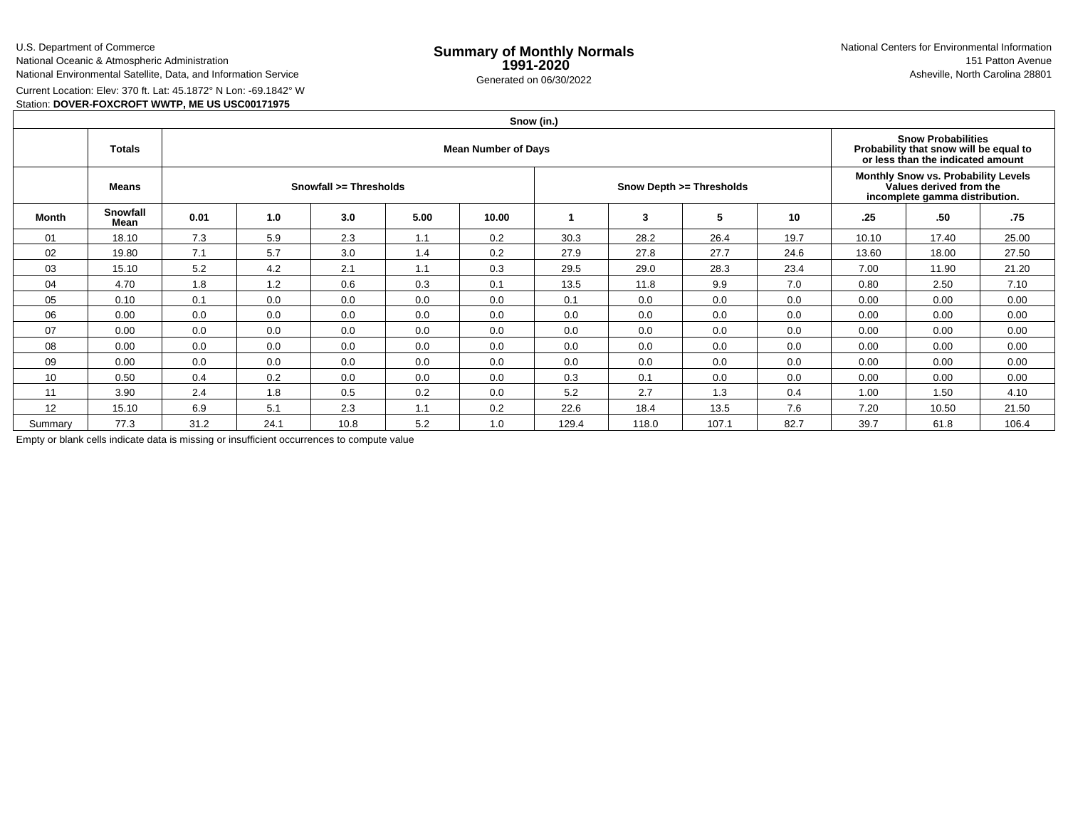U.S. Department of Commerce
National Oceanic & Atmospheric Administration
National Environmental Satellite, Data, and Information Service

# Summary of Monthly Normals 1991-2020

Generated on 06/30/2022

National Centers for Environmental Information
151 Patton Avenue
Asheville, North Carolina 28801

Current Location: Elev: 370 ft. Lat: 45.1872° N Lon: -69.1842° W
Station: **DOVER-FOXCROFT WWTP, ME US USC00171975**

| Snow (in.) | | | | | | | | | | | | | |
|---|---|---|---|---|---|---|---|---|---|---|---|---|---|
| | **Totals** | **Mean Number of Days** | | | | | | | | | **Snow Probabilities Probability that snow will be equal to or less than the indicated amount** | | |
| | **Means** | **Snowfall >= Thresholds** | | | | | **Snow Depth >= Thresholds** | | | | **Monthly Snow vs. Probability Levels Values derived from the incomplete gamma distribution.** | | |
| **Month** | **Snowfall Mean** | **0.01** | **1.0** | **3.0** | **5.00** | **10.00** | **1** | **3** | **5** | **10** | **.25** | **.50** | **.75** |
| 01 | 18.10 | 7.3 | 5.9 | 2.3 | 1.1 | 0.2 | 30.3 | 28.2 | 26.4 | 19.7 | 10.10 | 17.40 | 25.00 |
| 02 | 19.80 | 7.1 | 5.7 | 3.0 | 1.4 | 0.2 | 27.9 | 27.8 | 27.7 | 24.6 | 13.60 | 18.00 | 27.50 |
| 03 | 15.10 | 5.2 | 4.2 | 2.1 | 1.1 | 0.3 | 29.5 | 29.0 | 28.3 | 23.4 | 7.00 | 11.90 | 21.20 |
| 04 | 4.70 | 1.8 | 1.2 | 0.6 | 0.3 | 0.1 | 13.5 | 11.8 | 9.9 | 7.0 | 0.80 | 2.50 | 7.10 |
| 05 | 0.10 | 0.1 | 0.0 | 0.0 | 0.0 | 0.0 | 0.1 | 0.0 | 0.0 | 0.0 | 0.00 | 0.00 | 0.00 |
| 06 | 0.00 | 0.0 | 0.0 | 0.0 | 0.0 | 0.0 | 0.0 | 0.0 | 0.0 | 0.0 | 0.00 | 0.00 | 0.00 |
| 07 | 0.00 | 0.0 | 0.0 | 0.0 | 0.0 | 0.0 | 0.0 | 0.0 | 0.0 | 0.0 | 0.00 | 0.00 | 0.00 |
| 08 | 0.00 | 0.0 | 0.0 | 0.0 | 0.0 | 0.0 | 0.0 | 0.0 | 0.0 | 0.0 | 0.00 | 0.00 | 0.00 |
| 09 | 0.00 | 0.0 | 0.0 | 0.0 | 0.0 | 0.0 | 0.0 | 0.0 | 0.0 | 0.0 | 0.00 | 0.00 | 0.00 |
| 10 | 0.50 | 0.4 | 0.2 | 0.0 | 0.0 | 0.0 | 0.3 | 0.1 | 0.0 | 0.0 | 0.00 | 0.00 | 0.00 |
| 11 | 3.90 | 2.4 | 1.8 | 0.5 | 0.2 | 0.0 | 5.2 | 2.7 | 1.3 | 0.4 | 1.00 | 1.50 | 4.10 |
| 12 | 15.10 | 6.9 | 5.1 | 2.3 | 1.1 | 0.2 | 22.6 | 18.4 | 13.5 | 7.6 | 7.20 | 10.50 | 21.50 |
| Summary | 77.3 | 31.2 | 24.1 | 10.8 | 5.2 | 1.0 | 129.4 | 118.0 | 107.1 | 82.7 | 39.7 | 61.8 | 106.4 |

Empty or blank cells indicate data is missing or insufficient occurrences to compute value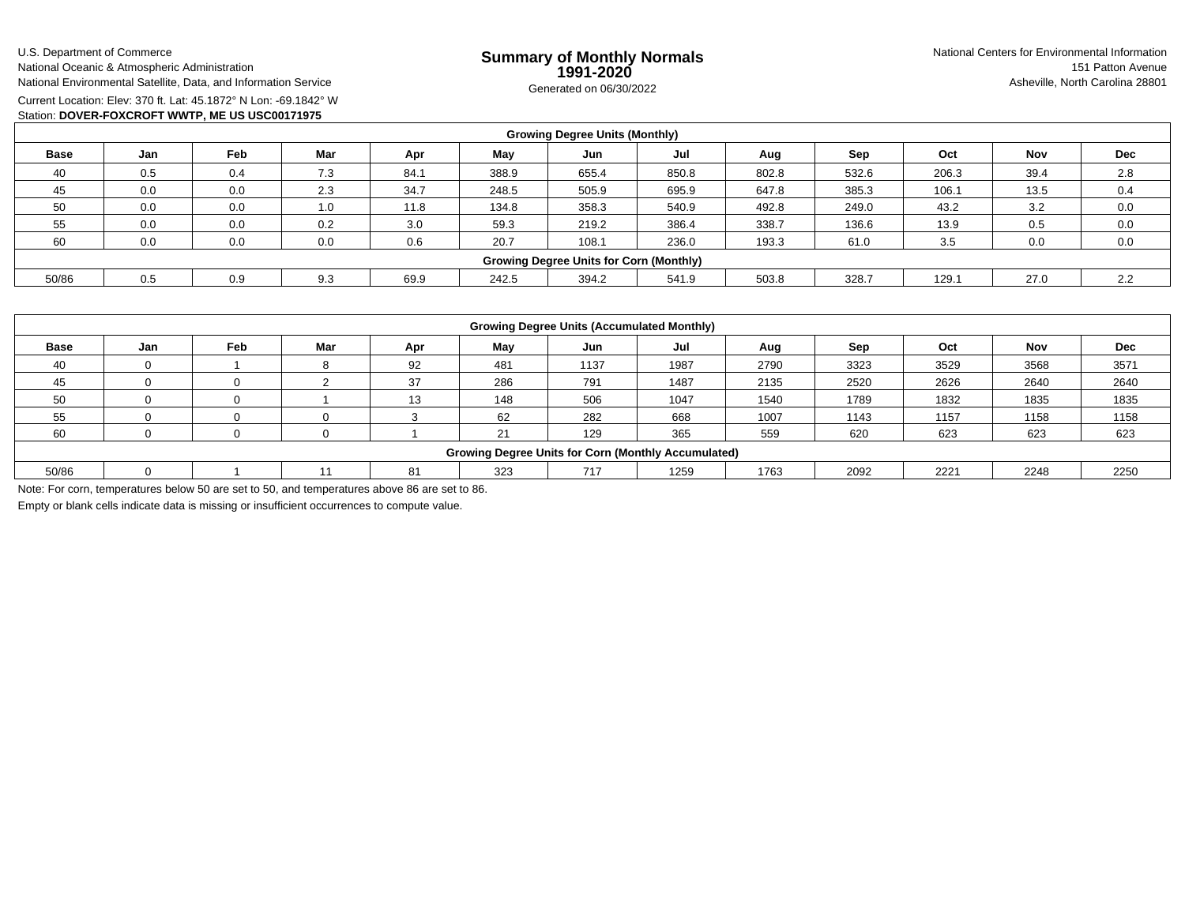U.S. Department of Commerce
National Oceanic & Atmospheric Administration
National Environmental Satellite, Data, and Information Service

# Summary of Monthly Normals 1991-2020

Generated on 06/30/2022

National Centers for Environmental Information
151 Patton Avenue
Asheville, North Carolina 28801

Current Location: Elev: 370 ft. Lat: 45.1872° N Lon: -69.1842° W
Station: **DOVER-FOXCROFT WWTP, ME US USC00171975**

| Growing Degree Units (Monthly) | | | | | | | | | | | | |
|---|---|---|---|---|---|---|---|---|---|---|---|---|
| **Base** | **Jan** | **Feb** | **Mar** | **Apr** | **May** | **Jun** | **Jul** | **Aug** | **Sep** | **Oct** | **Nov** | **Dec** |
| 40 | 0.5 | 0.4 | 7.3 | 84.1 | 388.9 | 655.4 | 850.8 | 802.8 | 532.6 | 206.3 | 39.4 | 2.8 |
| 45 | 0.0 | 0.0 | 2.3 | 34.7 | 248.5 | 505.9 | 695.9 | 647.8 | 385.3 | 106.1 | 13.5 | 0.4 |
| 50 | 0.0 | 0.0 | 1.0 | 11.8 | 134.8 | 358.3 | 540.9 | 492.8 | 249.0 | 43.2 | 3.2 | 0.0 |
| 55 | 0.0 | 0.0 | 0.2 | 3.0 | 59.3 | 219.2 | 386.4 | 338.7 | 136.6 | 13.9 | 0.5 | 0.0 |
| 60 | 0.0 | 0.0 | 0.0 | 0.6 | 20.7 | 108.1 | 236.0 | 193.3 | 61.0 | 3.5 | 0.0 | 0.0 |
| **Growing Degree Units for Corn (Monthly)** | | | | | | | | | | | | |
| 50/86 | 0.5 | 0.9 | 9.3 | 69.9 | 242.5 | 394.2 | 541.9 | 503.8 | 328.7 | 129.1 | 27.0 | 2.2 |

| Growing Degree Units (Accumulated Monthly) | | | | | | | | | | | | |
|---|---|---|---|---|---|---|---|---|---|---|---|---|
| **Base** | **Jan** | **Feb** | **Mar** | **Apr** | **May** | **Jun** | **Jul** | **Aug** | **Sep** | **Oct** | **Nov** | **Dec** |
| 40 | 0 | 1 | 8 | 92 | 481 | 1137 | 1987 | 2790 | 3323 | 3529 | 3568 | 3571 |
| 45 | 0 | 0 | 2 | 37 | 286 | 791 | 1487 | 2135 | 2520 | 2626 | 2640 | 2640 |
| 50 | 0 | 0 | 1 | 13 | 148 | 506 | 1047 | 1540 | 1789 | 1832 | 1835 | 1835 |
| 55 | 0 | 0 | 0 | 3 | 62 | 282 | 668 | 1007 | 1143 | 1157 | 1158 | 1158 |
| 60 | 0 | 0 | 0 | 1 | 21 | 129 | 365 | 559 | 620 | 623 | 623 | 623 |
| **Growing Degree Units for Corn (Monthly Accumulated)** | | | | | | | | | | | | |
| 50/86 | 0 | 1 | 11 | 81 | 323 | 717 | 1259 | 1763 | 2092 | 2221 | 2248 | 2250 |

Note: For corn, temperatures below 50 are set to 50, and temperatures above 86 are set to 86.

Empty or blank cells indicate data is missing or insufficient occurrences to compute value.